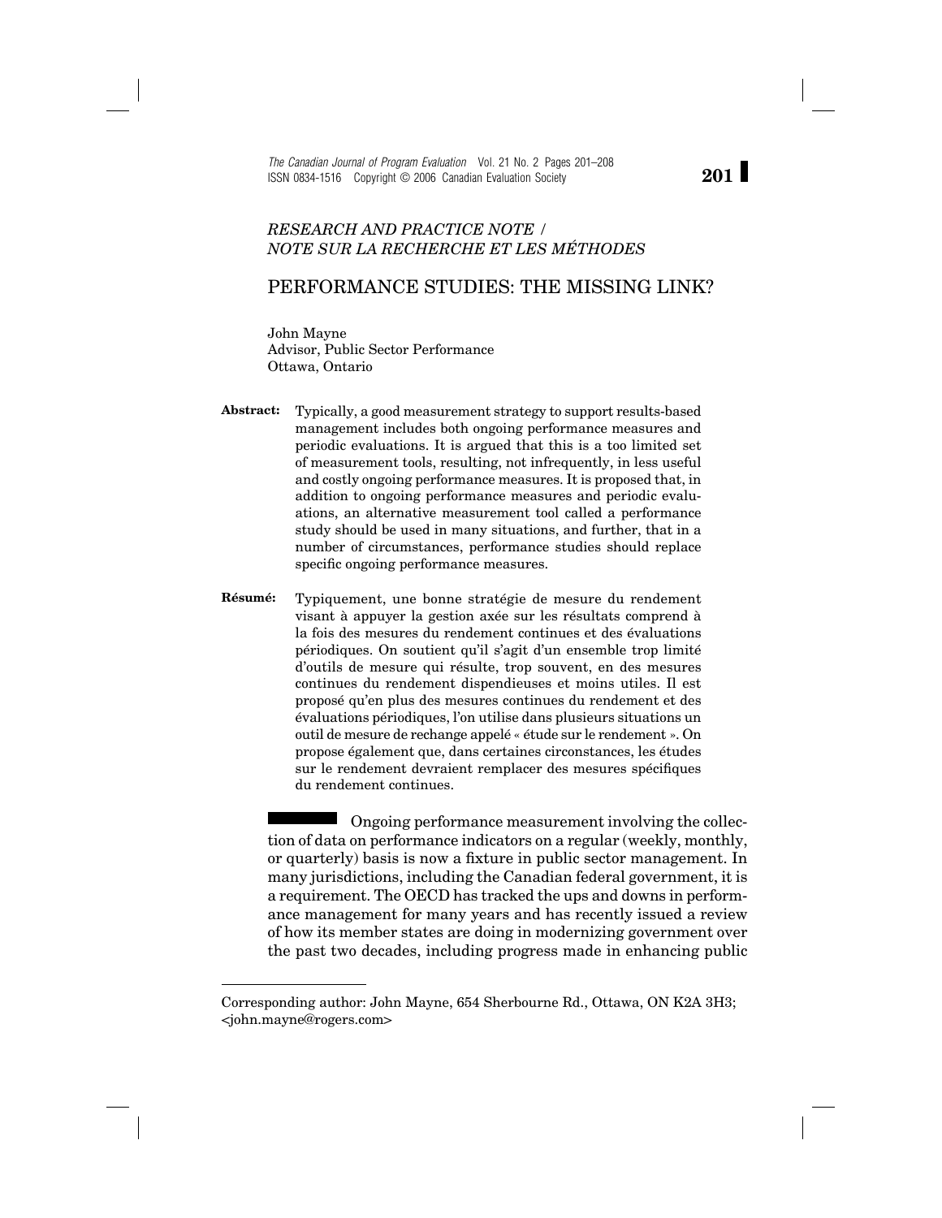*RESEARCH AND PRACTICE NOTE / NOTE SUR LA RECHERCHE ET LES MÉTHODES*

# PERFORMANCE STUDIES: THE MISSING LINK?

John Mayne
Advisor, Public Sector Performance
Ottawa, Ontario

**Abstract:** Typically, a good measurement strategy to support results-based management includes both ongoing performance measures and periodic evaluations. It is argued that this is a too limited set of measurement tools, resulting, not infrequently, in less useful and costly ongoing performance measures. It is proposed that, in addition to ongoing performance measures and periodic evaluations, an alternative measurement tool called a performance study should be used in many situations, and further, that in a number of circumstances, performance studies should replace specific ongoing performance measures.

**Résumé:** Typiquement, une bonne stratégie de mesure du rendement visant à appuyer la gestion axée sur les résultats comprend à la fois des mesures du rendement continues et des évaluations périodiques. On soutient qu'il s'agit d'un ensemble trop limité d'outils de mesure qui résulte, trop souvent, en des mesures continues du rendement dispendieuses et moins utiles. Il est proposé qu'en plus des mesures continues du rendement et des évaluations périodiques, l'on utilise dans plusieurs situations un outil de mesure de rechange appelé « étude sur le rendement ». On propose également que, dans certaines circonstances, les études sur le rendement devraient remplacer des mesures spécifiques du rendement continues.

Ongoing performance measurement involving the collection of data on performance indicators on a regular (weekly, monthly, or quarterly) basis is now a fixture in public sector management. In many jurisdictions, including the Canadian federal government, it is a requirement. The OECD has tracked the ups and downs in performance management for many years and has recently issued a review of how its member states are doing in modernizing government over the past two decades, including progress made in enhancing public

---

Corresponding author: John Mayne, 654 Sherbourne Rd., Ottawa, ON K2A 3H3; <john.mayne@rogers.com>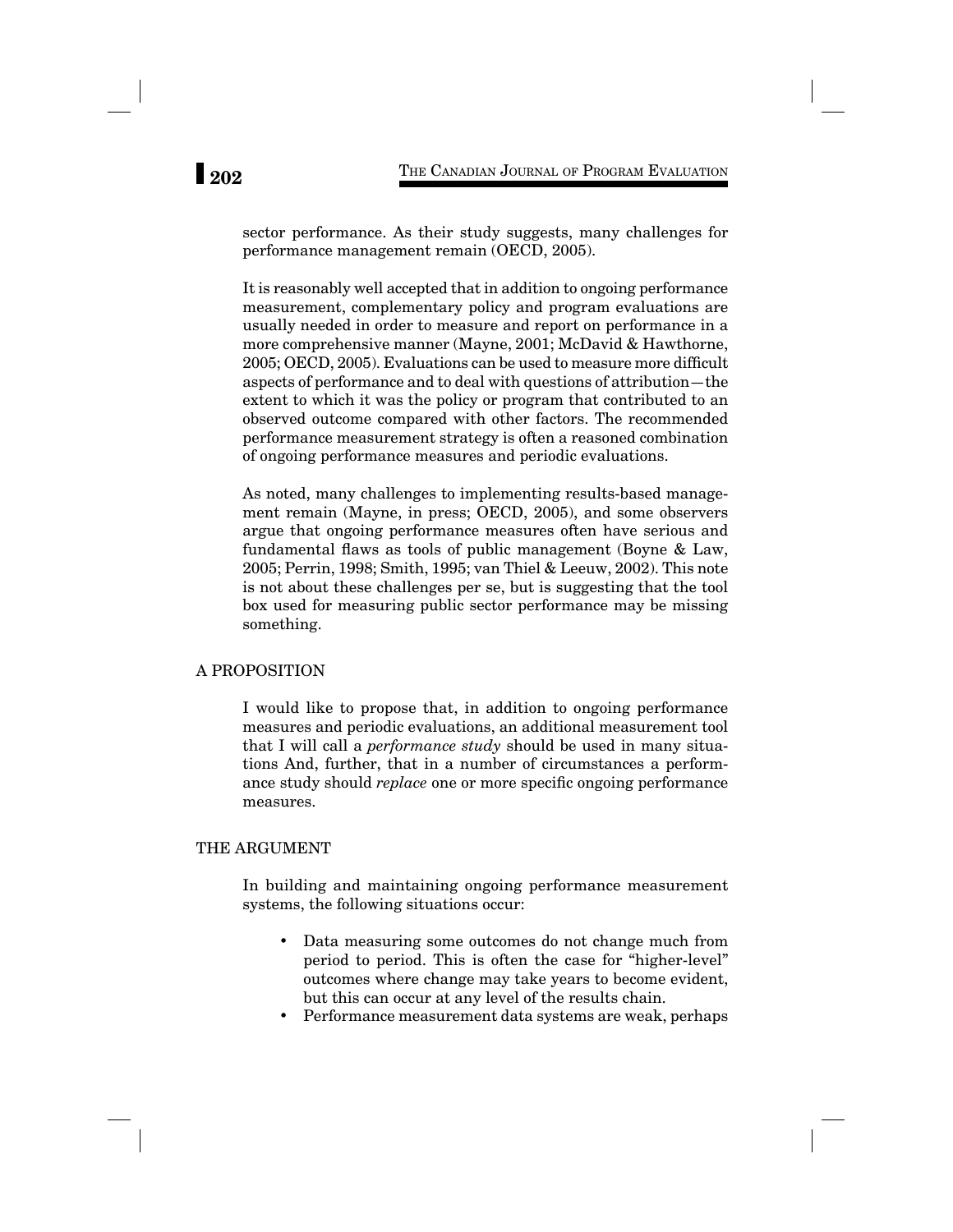sector performance. As their study suggests, many challenges for performance management remain (OECD, 2005).

It is reasonably well accepted that in addition to ongoing performance measurement, complementary policy and program evaluations are usually needed in order to measure and report on performance in a more comprehensive manner (Mayne, 2001; McDavid & Hawthorne, 2005; OECD, 2005). Evaluations can be used to measure more difficult aspects of performance and to deal with questions of attribution—the extent to which it was the policy or program that contributed to an observed outcome compared with other factors. The recommended performance measurement strategy is often a reasoned combination of ongoing performance measures and periodic evaluations.

As noted, many challenges to implementing results-based management remain (Mayne, in press; OECD, 2005), and some observers argue that ongoing performance measures often have serious and fundamental flaws as tools of public management (Boyne & Law, 2005; Perrin, 1998; Smith, 1995; van Thiel & Leeuw, 2002). This note is not about these challenges per se, but is suggesting that the tool box used for measuring public sector performance may be missing something.

## A PROPOSITION

I would like to propose that, in addition to ongoing performance measures and periodic evaluations, an additional measurement tool that I will call a *performance study* should be used in many situations And, further, that in a number of circumstances a performance study should *replace* one or more specific ongoing performance measures.

## THE ARGUMENT

In building and maintaining ongoing performance measurement systems, the following situations occur:

- Data measuring some outcomes do not change much from period to period. This is often the case for "higher-level" outcomes where change may take years to become evident, but this can occur at any level of the results chain.
- Performance measurement data systems are weak, perhaps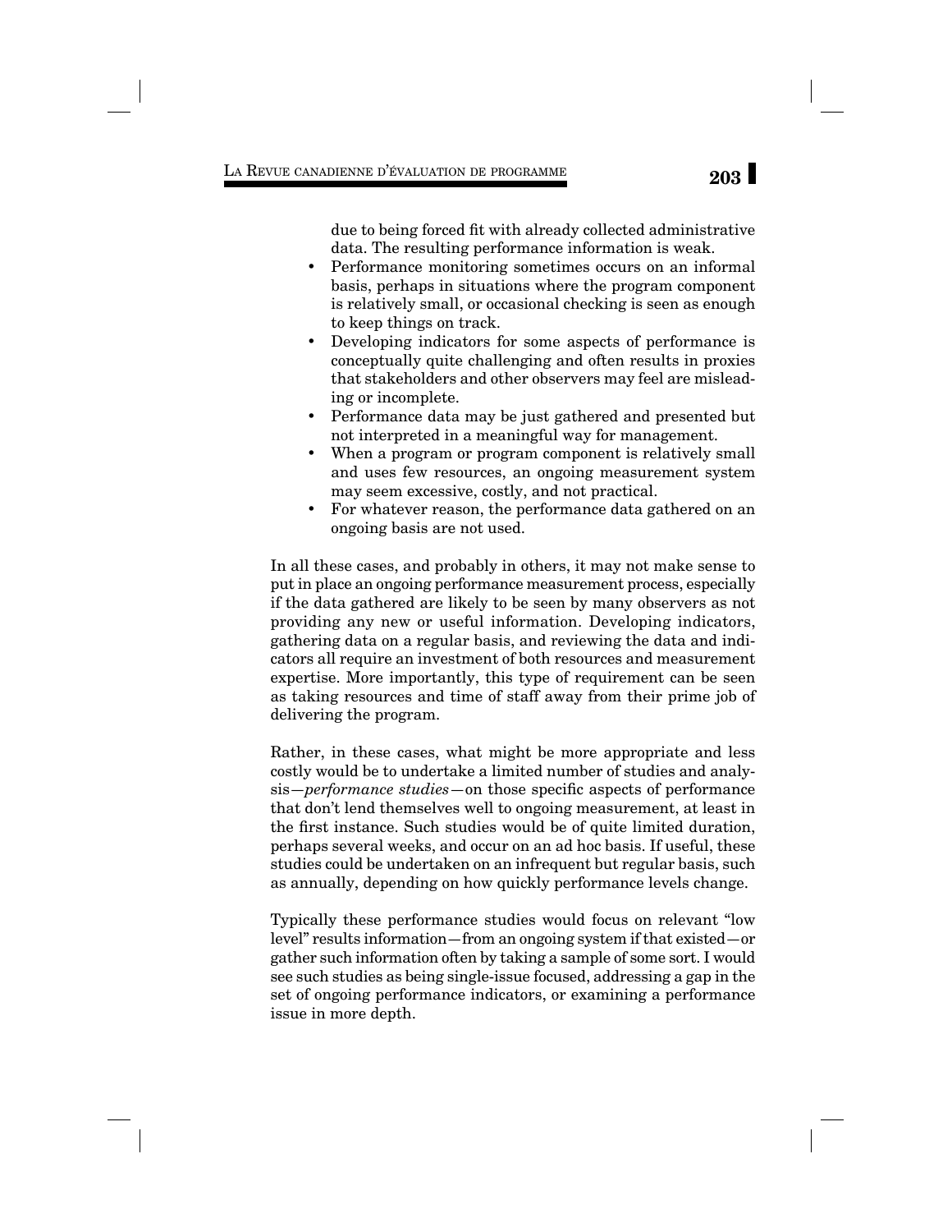due to being forced fit with already collected administrative data. The resulting performance information is weak.

- Performance monitoring sometimes occurs on an informal basis, perhaps in situations where the program component is relatively small, or occasional checking is seen as enough to keep things on track.
- Developing indicators for some aspects of performance is conceptually quite challenging and often results in proxies that stakeholders and other observers may feel are misleading or incomplete.
- Performance data may be just gathered and presented but not interpreted in a meaningful way for management.
- When a program or program component is relatively small and uses few resources, an ongoing measurement system may seem excessive, costly, and not practical.
- For whatever reason, the performance data gathered on an ongoing basis are not used.

In all these cases, and probably in others, it may not make sense to put in place an ongoing performance measurement process, especially if the data gathered are likely to be seen by many observers as not providing any new or useful information. Developing indicators, gathering data on a regular basis, and reviewing the data and indicators all require an investment of both resources and measurement expertise. More importantly, this type of requirement can be seen as taking resources and time of staff away from their prime job of delivering the program.

Rather, in these cases, what might be more appropriate and less costly would be to undertake a limited number of studies and analysis—*performance studies*—on those specific aspects of performance that don't lend themselves well to ongoing measurement, at least in the first instance. Such studies would be of quite limited duration, perhaps several weeks, and occur on an ad hoc basis. If useful, these studies could be undertaken on an infrequent but regular basis, such as annually, depending on how quickly performance levels change.

Typically these performance studies would focus on relevant "low level" results information—from an ongoing system if that existed—or gather such information often by taking a sample of some sort. I would see such studies as being single-issue focused, addressing a gap in the set of ongoing performance indicators, or examining a performance issue in more depth.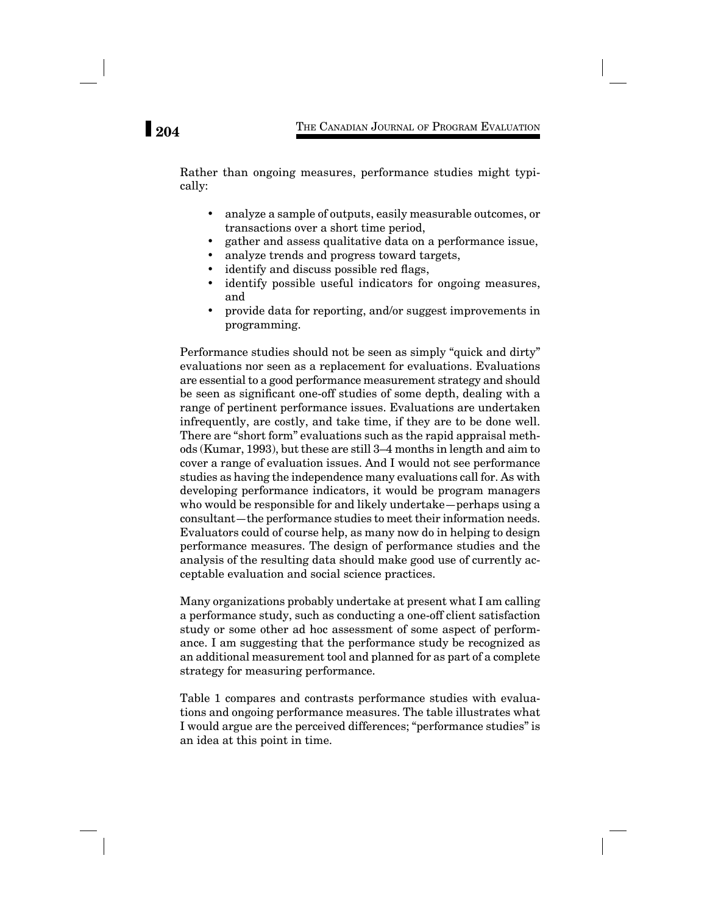Rather than ongoing measures, performance studies might typically:

- analyze a sample of outputs, easily measurable outcomes, or transactions over a short time period,
- gather and assess qualitative data on a performance issue,
- analyze trends and progress toward targets,
- identify and discuss possible red flags,
- identify possible useful indicators for ongoing measures, and
- provide data for reporting, and/or suggest improvements in programming.

Performance studies should not be seen as simply "quick and dirty" evaluations nor seen as a replacement for evaluations. Evaluations are essential to a good performance measurement strategy and should be seen as significant one-off studies of some depth, dealing with a range of pertinent performance issues. Evaluations are undertaken infrequently, are costly, and take time, if they are to be done well. There are "short form" evaluations such as the rapid appraisal methods (Kumar, 1993), but these are still 3–4 months in length and aim to cover a range of evaluation issues. And I would not see performance studies as having the independence many evaluations call for. As with developing performance indicators, it would be program managers who would be responsible for and likely undertake—perhaps using a consultant—the performance studies to meet their information needs. Evaluators could of course help, as many now do in helping to design performance measures. The design of performance studies and the analysis of the resulting data should make good use of currently acceptable evaluation and social science practices.

Many organizations probably undertake at present what I am calling a performance study, such as conducting a one-off client satisfaction study or some other ad hoc assessment of some aspect of performance. I am suggesting that the performance study be recognized as an additional measurement tool and planned for as part of a complete strategy for measuring performance.

Table 1 compares and contrasts performance studies with evaluations and ongoing performance measures. The table illustrates what I would argue are the perceived differences; "performance studies" is an idea at this point in time.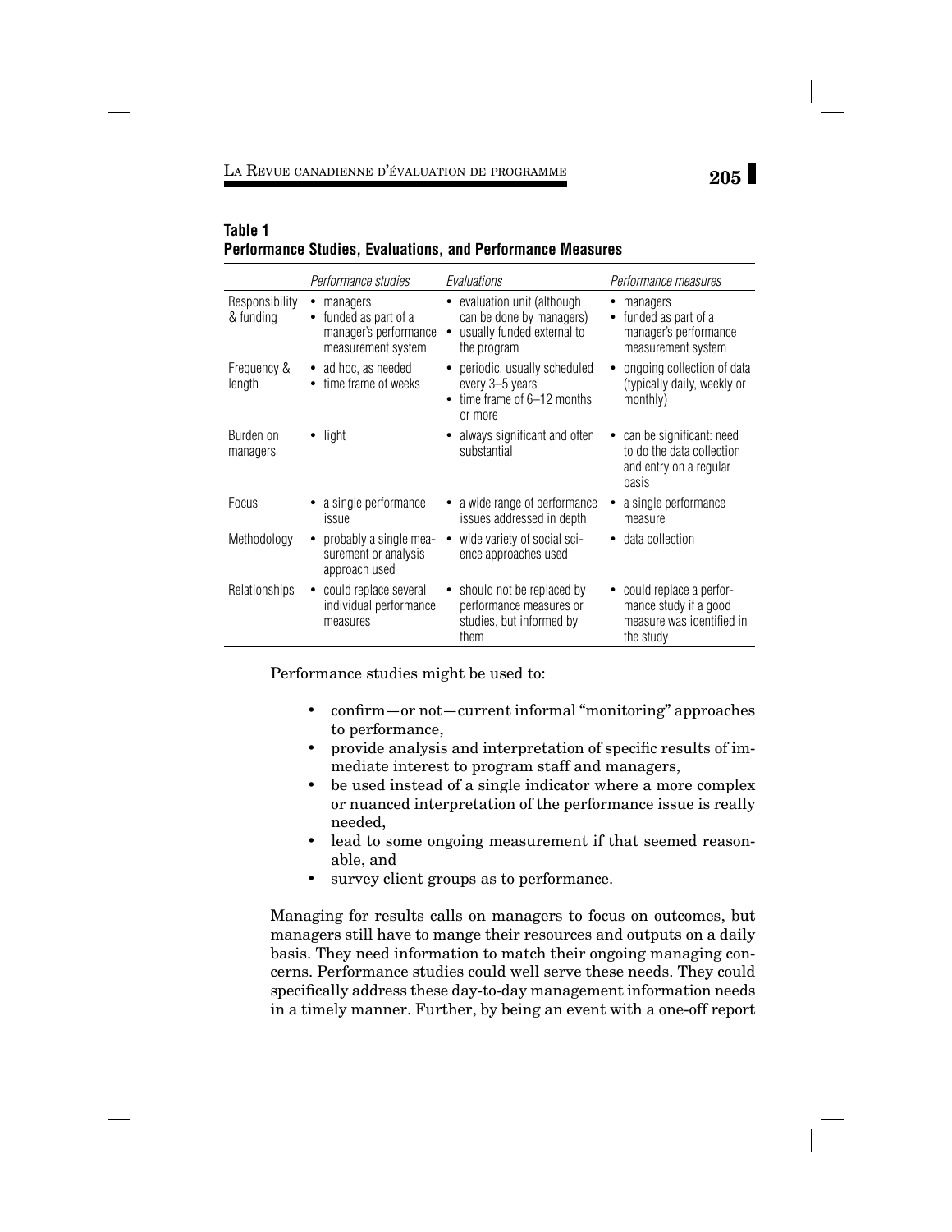**Table 1**
**Performance Studies, Evaluations, and Performance Measures**

| | *Performance studies* | *Evaluations* | *Performance measures* |
|---|---|---|---|
| Responsibility & funding | • managers<br>• funded as part of a manager's performance measurement system | • evaluation unit (although can be done by managers)<br>• usually funded external to the program | • managers<br>• funded as part of a manager's performance measurement system |
| Frequency & length | • ad hoc, as needed<br>• time frame of weeks | • periodic, usually scheduled every 3–5 years<br>• time frame of 6–12 months or more | • ongoing collection of data (typically daily, weekly or monthly) |
| Burden on managers | • light | • always significant and often substantial | • can be significant: need to do the data collection and entry on a regular basis |
| Focus | • a single performance issue | • a wide range of performance issues addressed in depth | • a single performance measure |
| Methodology | • probably a single measurement or analysis approach used | • wide variety of social science approaches used | • data collection |
| Relationships | • could replace several individual performance measures | • should not be replaced by performance measures or studies, but informed by them | • could replace a performance study if a good measure was identified in the study |

Performance studies might be used to:

- confirm—or not—current informal "monitoring" approaches to performance,
- provide analysis and interpretation of specific results of immediate interest to program staff and managers,
- be used instead of a single indicator where a more complex or nuanced interpretation of the performance issue is really needed,
- lead to some ongoing measurement if that seemed reasonable, and
- survey client groups as to performance.

Managing for results calls on managers to focus on outcomes, but managers still have to mange their resources and outputs on a daily basis. They need information to match their ongoing managing concerns. Performance studies could well serve these needs. They could specifically address these day-to-day management information needs in a timely manner. Further, by being an event with a one-off report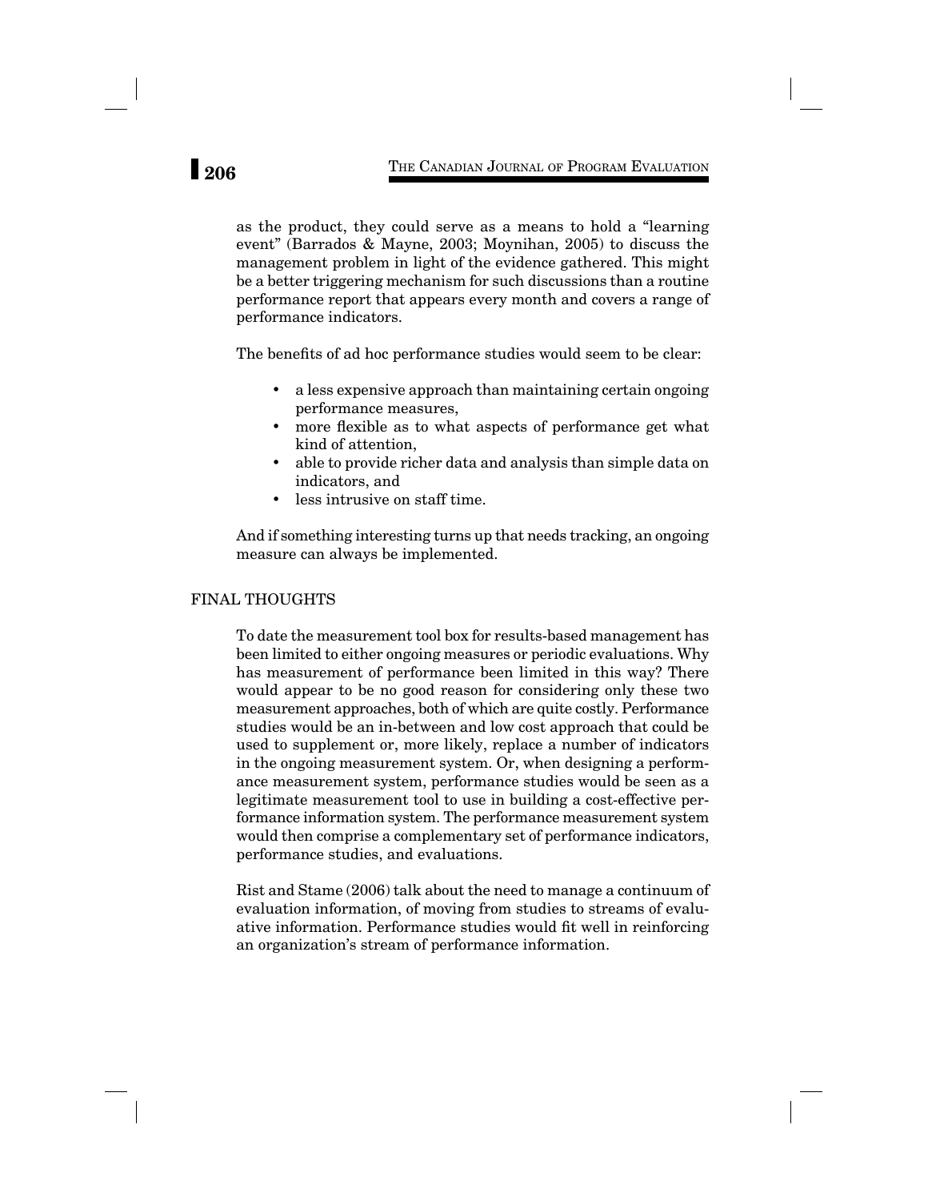as the product, they could serve as a means to hold a "learning event" (Barrados & Mayne, 2003; Moynihan, 2005) to discuss the management problem in light of the evidence gathered. This might be a better triggering mechanism for such discussions than a routine performance report that appears every month and covers a range of performance indicators.

The benefits of ad hoc performance studies would seem to be clear:

- a less expensive approach than maintaining certain ongoing performance measures,
- more flexible as to what aspects of performance get what kind of attention,
- able to provide richer data and analysis than simple data on indicators, and
- less intrusive on staff time.

And if something interesting turns up that needs tracking, an ongoing measure can always be implemented.

## FINAL THOUGHTS

To date the measurement tool box for results-based management has been limited to either ongoing measures or periodic evaluations. Why has measurement of performance been limited in this way? There would appear to be no good reason for considering only these two measurement approaches, both of which are quite costly. Performance studies would be an in-between and low cost approach that could be used to supplement or, more likely, replace a number of indicators in the ongoing measurement system. Or, when designing a performance measurement system, performance studies would be seen as a legitimate measurement tool to use in building a cost-effective performance information system. The performance measurement system would then comprise a complementary set of performance indicators, performance studies, and evaluations.

Rist and Stame (2006) talk about the need to manage a continuum of evaluation information, of moving from studies to streams of evaluative information. Performance studies would fit well in reinforcing an organization's stream of performance information.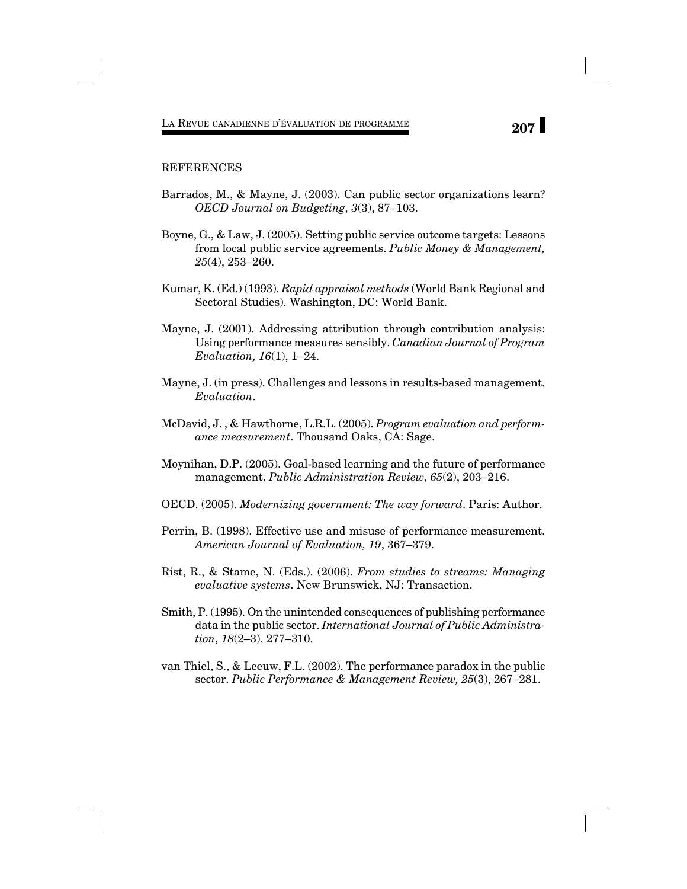## REFERENCES

Barrados, M., & Mayne, J. (2003). Can public sector organizations learn? *OECD Journal on Budgeting, 3*(3), 87–103.

Boyne, G., & Law, J. (2005). Setting public service outcome targets: Lessons from local public service agreements. *Public Money & Management, 25*(4), 253–260.

Kumar, K. (Ed.) (1993). *Rapid appraisal methods* (World Bank Regional and Sectoral Studies). Washington, DC: World Bank.

Mayne, J. (2001). Addressing attribution through contribution analysis: Using performance measures sensibly. *Canadian Journal of Program Evaluation, 16*(1), 1–24.

Mayne, J. (in press). Challenges and lessons in results-based management. *Evaluation*.

McDavid, J. , & Hawthorne, L.R.L. (2005). *Program evaluation and performance measurement*. Thousand Oaks, CA: Sage.

Moynihan, D.P. (2005). Goal-based learning and the future of performance management. *Public Administration Review, 65*(2), 203–216.

OECD. (2005). *Modernizing government: The way forward*. Paris: Author.

Perrin, B. (1998). Effective use and misuse of performance measurement. *American Journal of Evaluation, 19*, 367–379.

Rist, R., & Stame, N. (Eds.). (2006). *From studies to streams: Managing evaluative systems*. New Brunswick, NJ: Transaction.

Smith, P. (1995). On the unintended consequences of publishing performance data in the public sector. *International Journal of Public Administration, 18*(2–3), 277–310.

van Thiel, S., & Leeuw, F.L. (2002). The performance paradox in the public sector. *Public Performance & Management Review, 25*(3), 267–281.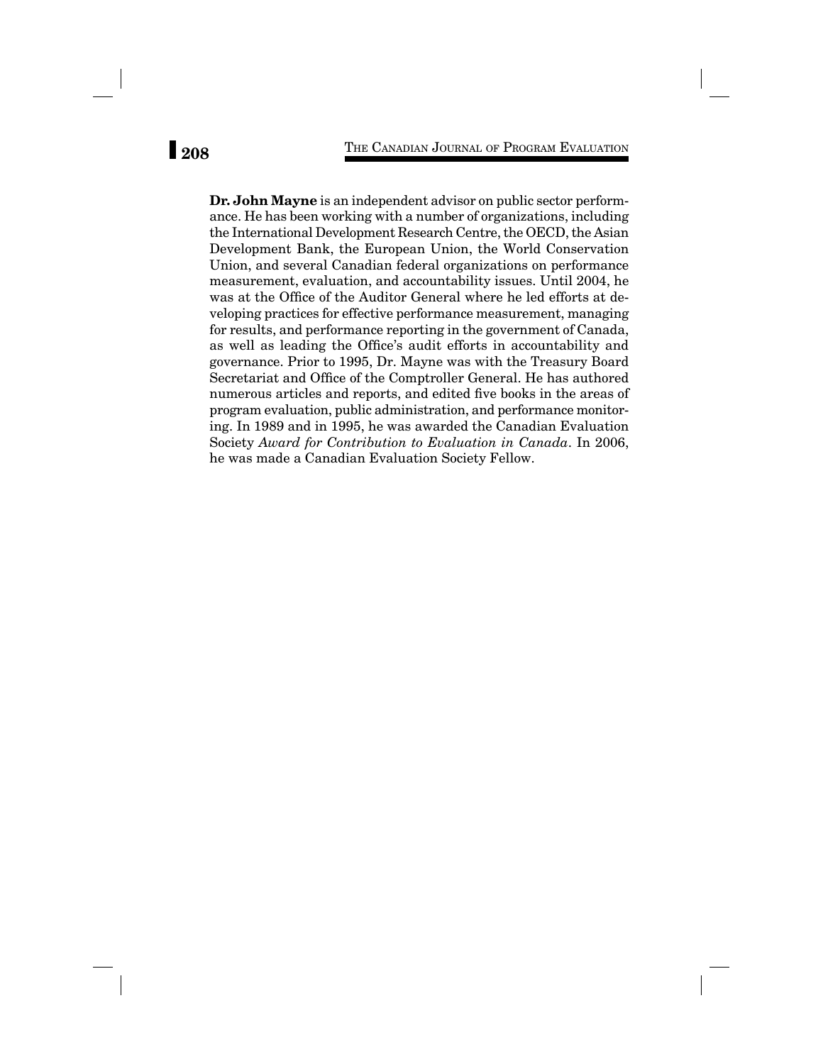**Dr. John Mayne** is an independent advisor on public sector performance. He has been working with a number of organizations, including the International Development Research Centre, the OECD, the Asian Development Bank, the European Union, the World Conservation Union, and several Canadian federal organizations on performance measurement, evaluation, and accountability issues. Until 2004, he was at the Office of the Auditor General where he led efforts at developing practices for effective performance measurement, managing for results, and performance reporting in the government of Canada, as well as leading the Office's audit efforts in accountability and governance. Prior to 1995, Dr. Mayne was with the Treasury Board Secretariat and Office of the Comptroller General. He has authored numerous articles and reports, and edited five books in the areas of program evaluation, public administration, and performance monitoring. In 1989 and in 1995, he was awarded the Canadian Evaluation Society *Award for Contribution to Evaluation in Canada*. In 2006, he was made a Canadian Evaluation Society Fellow.